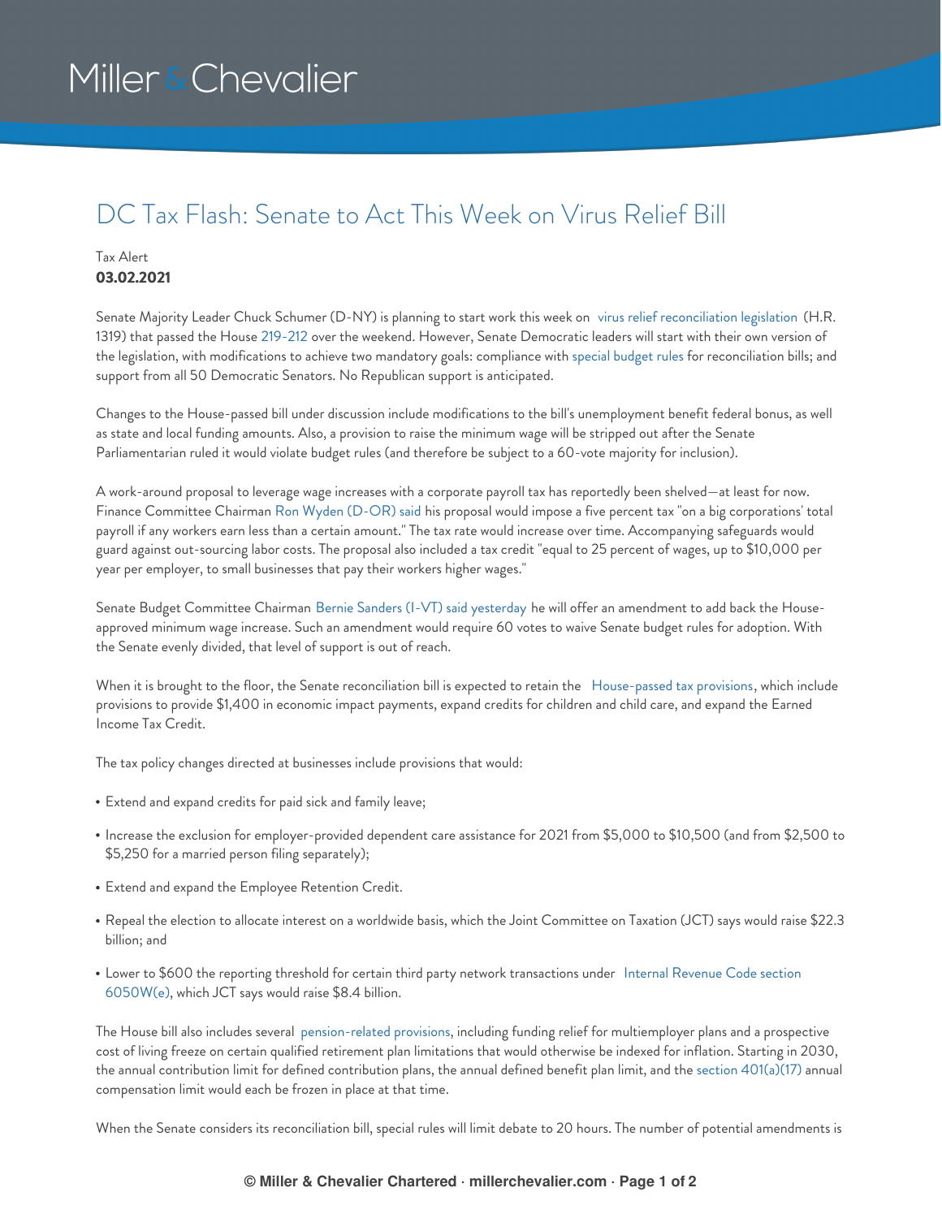# DC Tax Flash: Senate to Act This Week on Virus Relief Bill

Tax Alert
**03.02.2021**

Senate Majority Leader Chuck Schumer (D-NY) is planning to start work this week on virus relief reconciliation legislation (H.R. 1319) that passed the House 219-212 over the weekend. However, Senate Democratic leaders will start with their own version of the legislation, with modifications to achieve two mandatory goals: compliance with special budget rules for reconciliation bills; and support from all 50 Democratic Senators. No Republican support is anticipated.

Changes to the House-passed bill under discussion include modifications to the bill's unemployment benefit federal bonus, as well as state and local funding amounts. Also, a provision to raise the minimum wage will be stripped out after the Senate Parliamentarian ruled it would violate budget rules (and therefore be subject to a 60-vote majority for inclusion).

A work-around proposal to leverage wage increases with a corporate payroll tax has reportedly been shelved—at least for now. Finance Committee Chairman Ron Wyden (D-OR) said his proposal would impose a five percent tax "on a big corporations' total payroll if any workers earn less than a certain amount." The tax rate would increase over time. Accompanying safeguards would guard against out-sourcing labor costs. The proposal also included a tax credit "equal to 25 percent of wages, up to $10,000 per year per employer, to small businesses that pay their workers higher wages."

Senate Budget Committee Chairman Bernie Sanders (I-VT) said yesterday he will offer an amendment to add back the House-approved minimum wage increase. Such an amendment would require 60 votes to waive Senate budget rules for adoption. With the Senate evenly divided, that level of support is out of reach.

When it is brought to the floor, the Senate reconciliation bill is expected to retain the House-passed tax provisions, which include provisions to provide $1,400 in economic impact payments, expand credits for children and child care, and expand the Earned Income Tax Credit.

The tax policy changes directed at businesses include provisions that would:

- Extend and expand credits for paid sick and family leave;
- Increase the exclusion for employer-provided dependent care assistance for 2021 from $5,000 to $10,500 (and from $2,500 to $5,250 for a married person filing separately);
- Extend and expand the Employee Retention Credit.
- Repeal the election to allocate interest on a worldwide basis, which the Joint Committee on Taxation (JCT) says would raise $22.3 billion; and
- Lower to $600 the reporting threshold for certain third party network transactions under Internal Revenue Code section 6050W(e), which JCT says would raise $8.4 billion.

The House bill also includes several pension-related provisions, including funding relief for multiemployer plans and a prospective cost of living freeze on certain qualified retirement plan limitations that would otherwise be indexed for inflation. Starting in 2030, the annual contribution limit for defined contribution plans, the annual defined benefit plan limit, and the section 401(a)(17) annual compensation limit would each be frozen in place at that time.

When the Senate considers its reconciliation bill, special rules will limit debate to 20 hours. The number of potential amendments is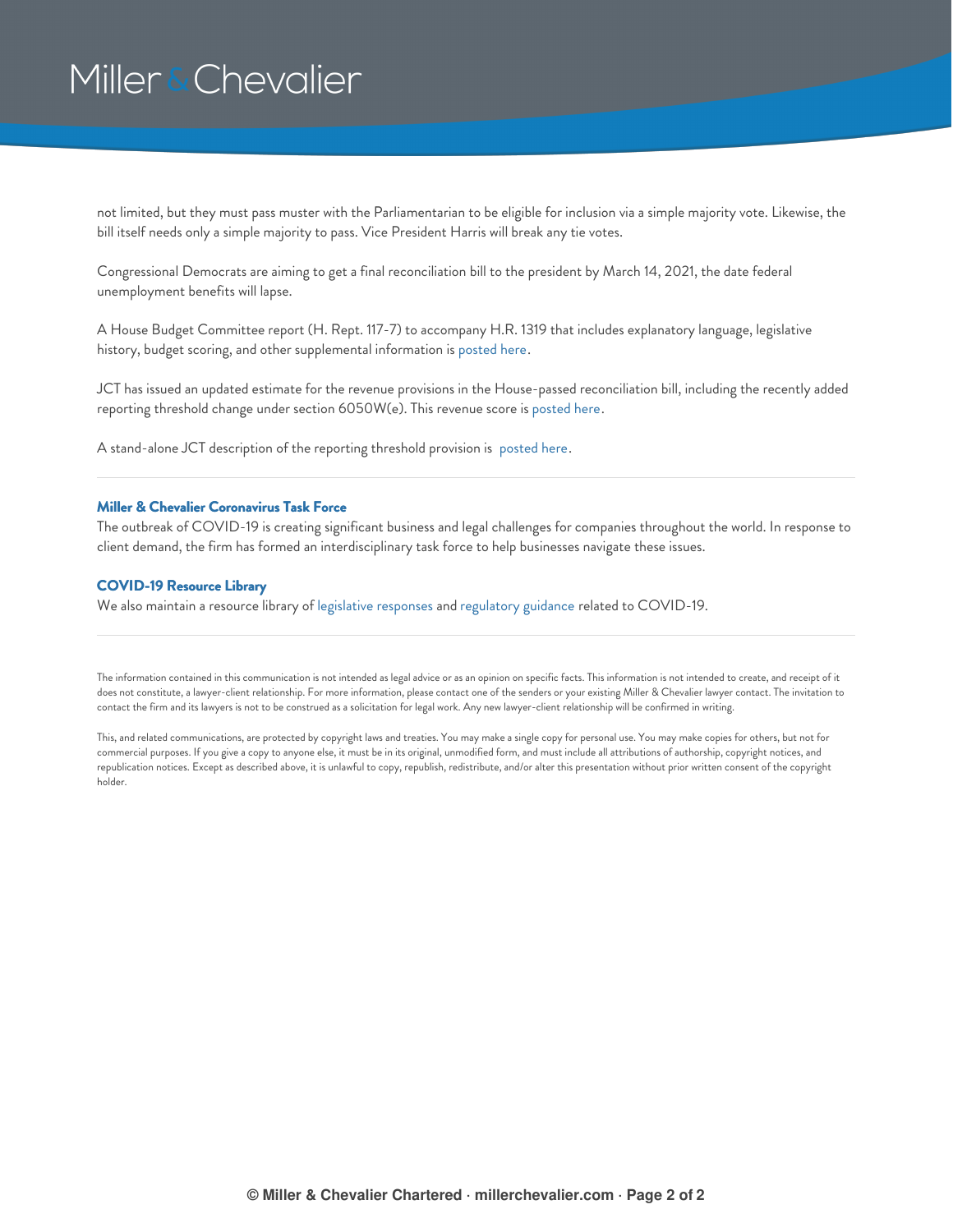not limited, but they must pass muster with the Parliamentarian to be eligible for inclusion via a simple majority vote. Likewise, the bill itself needs only a simple majority to pass. Vice President Harris will break any tie votes.

Congressional Democrats are aiming to get a final reconciliation bill to the president by March 14, 2021, the date federal unemployment benefits will lapse.

A House Budget Committee report (H. Rept. 117-7) to accompany H.R. 1319 that includes explanatory language, legislative history, budget scoring, and other supplemental information is posted here.

JCT has issued an updated estimate for the revenue provisions in the House-passed reconciliation bill, including the recently added reporting threshold change under section 6050W(e). This revenue score is posted here.

A stand-alone JCT description of the reporting threshold provision is posted here.

---

**Miller & Chevalier Coronavirus Task Force**

The outbreak of COVID-19 is creating significant business and legal challenges for companies throughout the world. In response to client demand, the firm has formed an interdisciplinary task force to help businesses navigate these issues.

**COVID-19 Resource Library**

We also maintain a resource library of legislative responses and regulatory guidance related to COVID-19.

---

The information contained in this communication is not intended as legal advice or as an opinion on specific facts. This information is not intended to create, and receipt of it does not constitute, a lawyer-client relationship. For more information, please contact one of the senders or your existing Miller & Chevalier lawyer contact. The invitation to contact the firm and its lawyers is not to be construed as a solicitation for legal work. Any new lawyer-client relationship will be confirmed in writing.

This, and related communications, are protected by copyright laws and treaties. You may make a single copy for personal use. You may make copies for others, but not for commercial purposes. If you give a copy to anyone else, it must be in its original, unmodified form, and must include all attributions of authorship, copyright notices, and republication notices. Except as described above, it is unlawful to copy, republish, redistribute, and/or alter this presentation without prior written consent of the copyright holder.